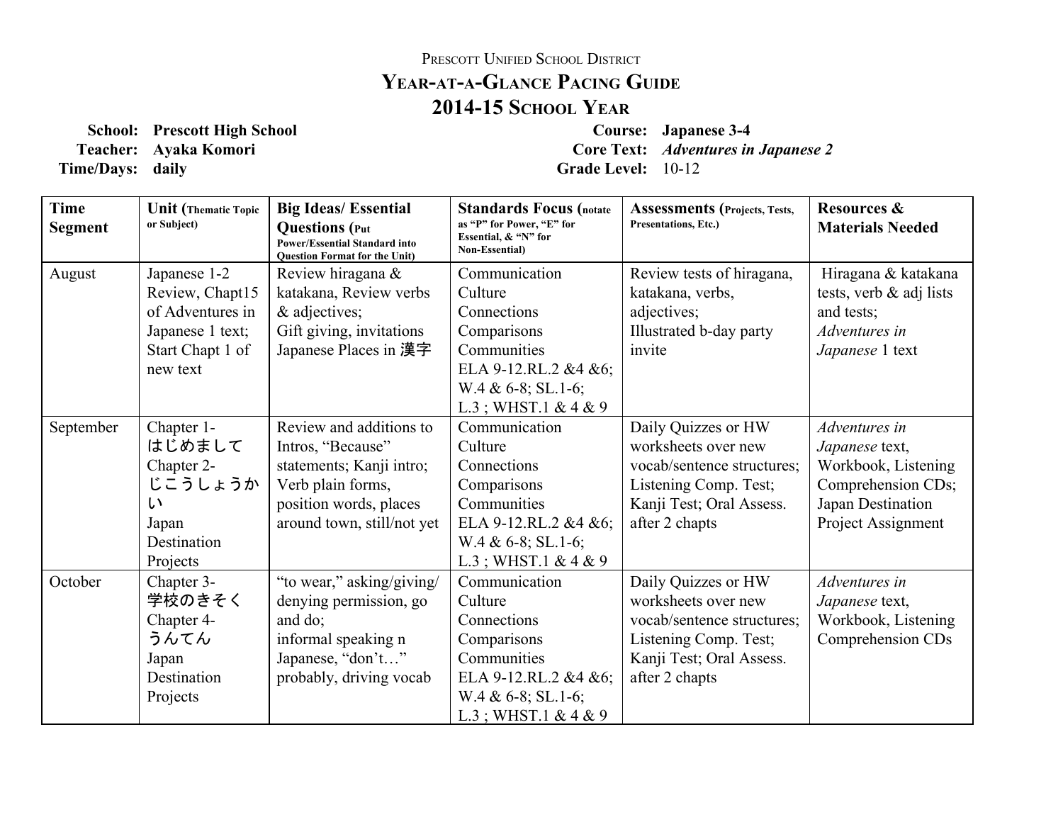Prescott Unified School District

# Year-at-a-Glance Pacing Guide

## 2014-15 School Year

**School:** Prescott High School
**Teacher:** Ayaka Komori
**Time/Days:** daily

**Course:** Japanese 3-4
**Core Text:** *Adventures in Japanese 2*
**Grade Level:** 10-12

| Time Segment | Unit (Thematic Topic or Subject) | Big Ideas/ Essential Questions (Put Power/Essential Standard into Question Format for the Unit) | Standards Focus (notate as "P" for Power, "E" for Essential, & "N" for Non-Essential) | Assessments (Projects, Tests, Presentations, Etc.) | Resources & Materials Needed |
|---|---|---|---|---|---|
| August | Japanese 1-2 Review, Chapt15 of Adventures in Japanese 1 text; Start Chapt 1 of new text | Review hiragana & katakana, Review verbs & adjectives; Gift giving, invitations Japanese Places in 漢字 | Communication Culture Connections Comparisons Communities ELA 9-12.RL.2 &4 &6; W.4 & 6-8; SL.1-6; L.3 ; WHST.1 & 4 & 9 | Review tests of hiragana, katakana, verbs, adjectives; Illustrated b-day party invite | Hiragana & katakana tests, verb & adj lists and tests; *Adventures in Japanese* 1 text |
| September | Chapter 1- はじめまして Chapter 2- じこうしょうかい Japan Destination Projects | Review and additions to Intros, "Because" statements; Kanji intro; Verb plain forms, position words, places around town, still/not yet | Communication Culture Connections Comparisons Communities ELA 9-12.RL.2 &4 &6; W.4 & 6-8; SL.1-6; L.3 ; WHST.1 & 4 & 9 | Daily Quizzes or HW worksheets over new vocab/sentence structures; Listening Comp. Test; Kanji Test; Oral Assess. after 2 chapts | *Adventures in Japanese* text, Workbook, Listening Comprehension CDs; Japan Destination Project Assignment |
| October | Chapter 3- 学校のきそく Chapter 4- うんてん Japan Destination Projects | "to wear," asking/giving/ denying permission, go and do; informal speaking n Japanese, "don't…" probably, driving vocab | Communication Culture Connections Comparisons Communities ELA 9-12.RL.2 &4 &6; W.4 & 6-8; SL.1-6; L.3 ; WHST.1 & 4 & 9 | Daily Quizzes or HW worksheets over new vocab/sentence structures; Listening Comp. Test; Kanji Test; Oral Assess. after 2 chapts | *Adventures in Japanese* text, Workbook, Listening Comprehension CDs |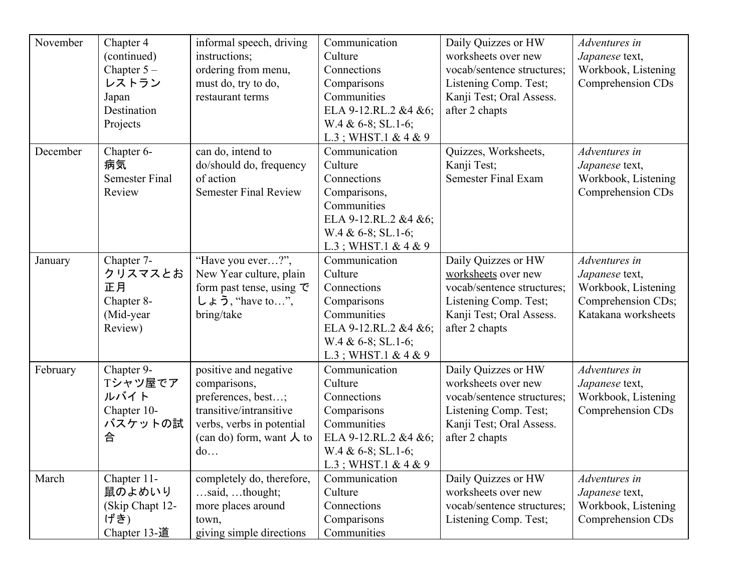| November | Chapter 4 (continued) Chapter 5 – レストラン Japan Destination Projects | informal speech, driving instructions; ordering from menu, must do, try to do, restaurant terms | Communication Culture Connections Comparisons Communities ELA 9-12.RL.2 &4 &6; W.4 & 6-8; SL.1-6; L.3 ; WHST.1 & 4 & 9 | Daily Quizzes or HW worksheets over new vocab/sentence structures; Listening Comp. Test; Kanji Test; Oral Assess. after 2 chapts | *Adventures in Japanese* text, Workbook, Listening Comprehension CDs |
|---|---|---|---|---|---|
| December | Chapter 6- 病気 Semester Final Review | can do, intend to do/should do, frequency of action Semester Final Review | Communication Culture Connections Comparisons, Communities ELA 9-12.RL.2 &4 &6; W.4 & 6-8; SL.1-6; L.3 ; WHST.1 & 4 & 9 | Quizzes, Worksheets, Kanji Test; Semester Final Exam | *Adventures in Japanese* text, Workbook, Listening Comprehension CDs |
| January | Chapter 7- クリスマスとお正月 Chapter 8- (Mid-year Review) | "Have you ever…?", New Year culture, plain form past tense, using でしょう, "have to…", bring/take | Communication Culture Connections Comparisons Communities ELA 9-12.RL.2 &4 &6; W.4 & 6-8; SL.1-6; L.3 ; WHST.1 & 4 & 9 | Daily Quizzes or HW worksheets over new vocab/sentence structures; Listening Comp. Test; Kanji Test; Oral Assess. after 2 chapts | *Adventures in Japanese* text, Workbook, Listening Comprehension CDs; Katakana worksheets |
| February | Chapter 9- Tシャツ屋でアルバイト Chapter 10- バスケットの試合 | positive and negative comparisons, preferences, best…; transitive/intransitive verbs, verbs in potential (can do) form, want 人 to do… | Communication Culture Connections Comparisons Communities ELA 9-12.RL.2 &4 &6; W.4 & 6-8; SL.1-6; L.3 ; WHST.1 & 4 & 9 | Daily Quizzes or HW worksheets over new vocab/sentence structures; Listening Comp. Test; Kanji Test; Oral Assess. after 2 chapts | *Adventures in Japanese* text, Workbook, Listening Comprehension CDs |
| March | Chapter 11- 鼠のよめいり (Skip Chapt 12- げき) Chapter 13-道 | completely do, therefore, …said, …thought; more places around town, giving simple directions | Communication Culture Connections Comparisons Communities | Daily Quizzes or HW worksheets over new vocab/sentence structures; Listening Comp. Test; | *Adventures in Japanese* text, Workbook, Listening Comprehension CDs |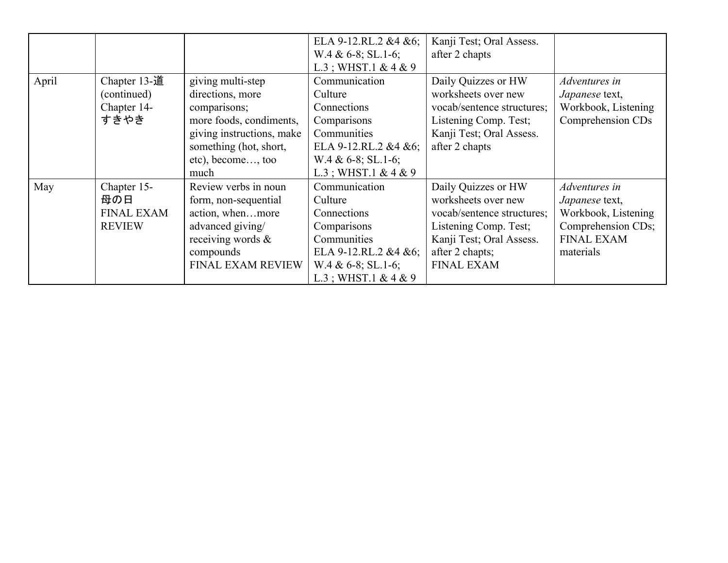| | | | | | |
|---|---|---|---|---|---|
| | | | ELA 9-12.RL.2 &4 &6; W.4 & 6-8; SL.1-6; L.3 ; WHST.1 & 4 & 9 | Kanji Test; Oral Assess. after 2 chapts | |
| April | Chapter 13-道 (continued) Chapter 14- すきやき | giving multi-step directions, more comparisons; more foods, condiments, giving instructions, make something (hot, short, etc), become…, too much | Communication Culture Connections Comparisons Communities ELA 9-12.RL.2 &4 &6; W.4 & 6-8; SL.1-6; L.3 ; WHST.1 & 4 & 9 | Daily Quizzes or HW worksheets over new vocab/sentence structures; Listening Comp. Test; Kanji Test; Oral Assess. after 2 chapts | *Adventures in Japanese* text, Workbook, Listening Comprehension CDs |
| May | Chapter 15- 母の日 FINAL EXAM REVIEW | Review verbs in noun form, non-sequential action, when…more advanced giving/ receiving words & compounds FINAL EXAM REVIEW | Communication Culture Connections Comparisons Communities ELA 9-12.RL.2 &4 &6; W.4 & 6-8; SL.1-6; L.3 ; WHST.1 & 4 & 9 | Daily Quizzes or HW worksheets over new vocab/sentence structures; Listening Comp. Test; Kanji Test; Oral Assess. after 2 chapts; FINAL EXAM | *Adventures in Japanese* text, Workbook, Listening Comprehension CDs; FINAL EXAM materials |